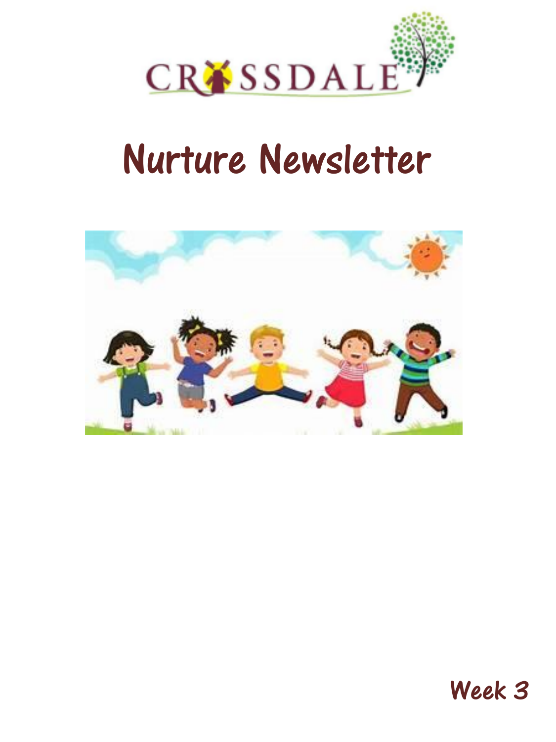CROSSDALE

# Nurture Newsletter

Week 3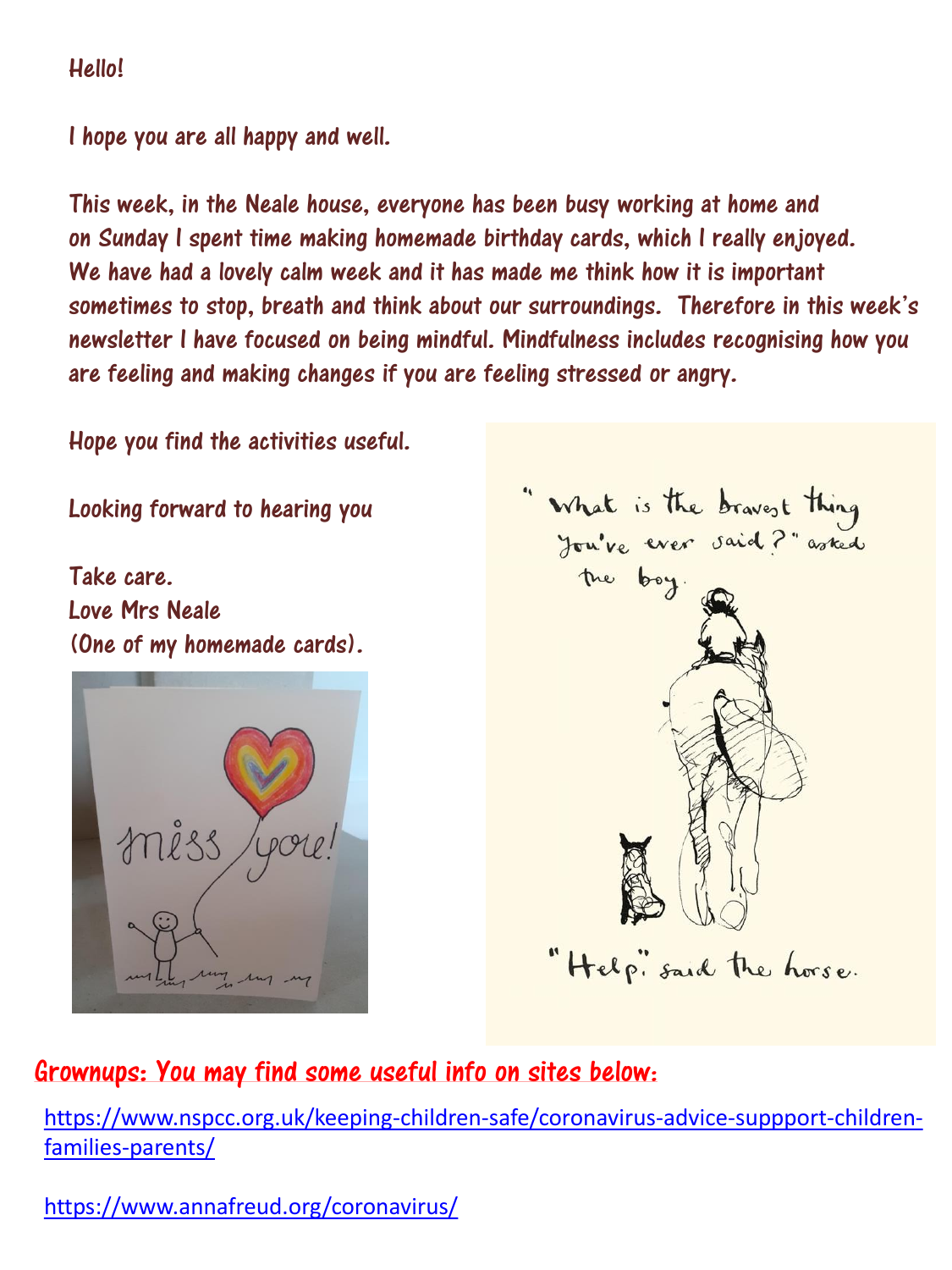Hello!

I hope you are all happy and well.

This week, in the Neale house, everyone has been busy working at home and on Sunday I spent time making homemade birthday cards, which I really enjoyed. We have had a lovely calm week and it has made me think how it is important sometimes to stop, breath and think about our surroundings. Therefore in this week's newsletter I have focused on being mindful. Mindfulness includes recognising how you are feeling and making changes if you are feeling stressed or angry.

Hope you find the activities useful.

Looking forward to hearing you

Take care.
Love Mrs Neale
(One of my homemade cards).

**Grownups: You may find some useful info on sites below:**

https://www.nspcc.org.uk/keeping-children-safe/coronavirus-advice-suppport-children-families-parents/

https://www.annafreud.org/coronavirus/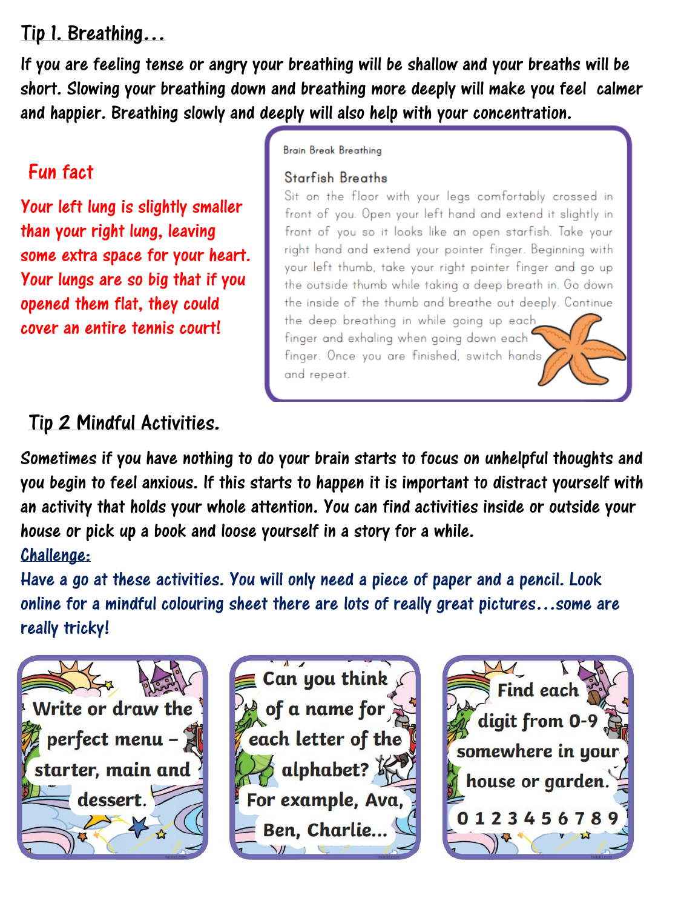## Tip 1. Breathing…

If you are feeling tense or angry your breathing will be shallow and your breaths will be short. Slowing your breathing down and breathing more deeply will make you feel calmer and happier. Breathing slowly and deeply will also help with your concentration.

### Fun fact

Your left lung is slightly smaller than your right lung, leaving some extra space for your heart. Your lungs are so big that if you opened them flat, they could cover an entire tennis court!

Brain Break Breathing

### Starfish Breaths

Sit on the floor with your legs comfortably crossed in front of you. Open your left hand and extend it slightly in front of you so it looks like an open starfish. Take your right hand and extend your pointer finger. Beginning with your left thumb, take your right pointer finger and go up the outside thumb while taking a deep breath in. Go down the inside of the thumb and breathe out deeply. Continue the deep breathing in while going up each finger and exhaling when going down each finger. Once you are finished, switch hands and repeat.

## Tip 2 Mindful Activities.

Sometimes if you have nothing to do your brain starts to focus on unhelpful thoughts and you begin to feel anxious. If this starts to happen it is important to distract yourself with an activity that holds your whole attention. You can find activities inside or outside your house or pick up a book and loose yourself in a story for a while.

**Challenge:**

Have a go at these activities. You will only need a piece of paper and a pencil. Look online for a mindful colouring sheet there are lots of really great pictures…some are really tricky!

Write or draw the perfect menu – starter, main and dessert.

Can you think of a name for each letter of the alphabet? For example, Ava, Ben, Charlie…

Find each digit from 0-9 somewhere in your house or garden.

0 1 2 3 4 5 6 7 8 9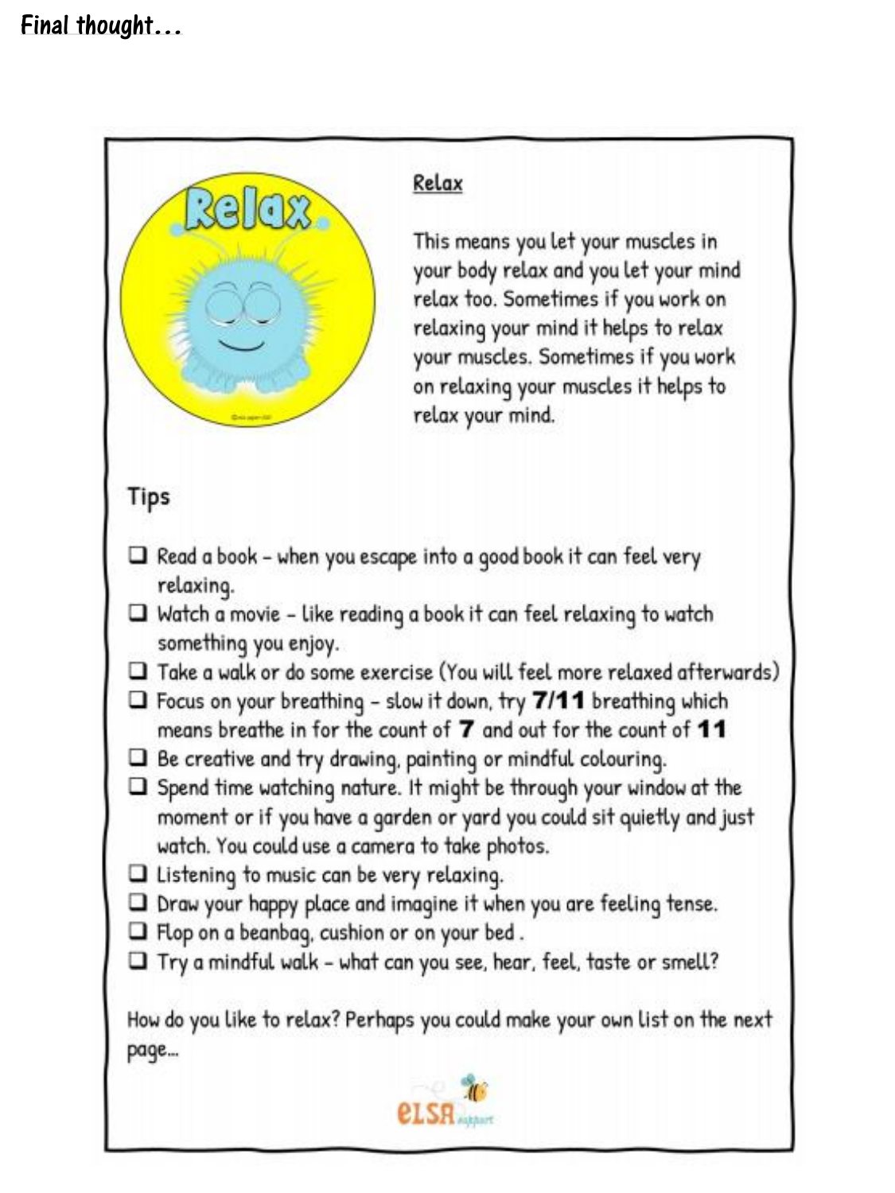Final thought...

## Relax

This means you let your muscles in your body relax and you let your mind relax too. Sometimes if you work on relaxing your mind it helps to relax your muscles. Sometimes if you work on relaxing your muscles it helps to relax your mind.

### Tips

- ❑ Read a book – when you escape into a good book it can feel very relaxing.
- ❑ Watch a movie – like reading a book it can feel relaxing to watch something you enjoy.
- ❑ Take a walk or do some exercise (You will feel more relaxed afterwards)
- ❑ Focus on your breathing – slow it down, try **7/11** breathing which means breathe in for the count of **7** and out for the count of **11**
- ❑ Be creative and try drawing, painting or mindful colouring.
- ❑ Spend time watching nature. It might be through your window at the moment or if you have a garden or yard you could sit quietly and just watch. You could use a camera to take photos.
- ❑ Listening to music can be very relaxing.
- ❑ Draw your happy place and imagine it when you are feeling tense.
- ❑ Flop on a beanbag, cushion or on your bed .
- ❑ Try a mindful walk – what can you see, hear, feel, taste or smell?

How do you like to relax? Perhaps you could make your own list on the next page…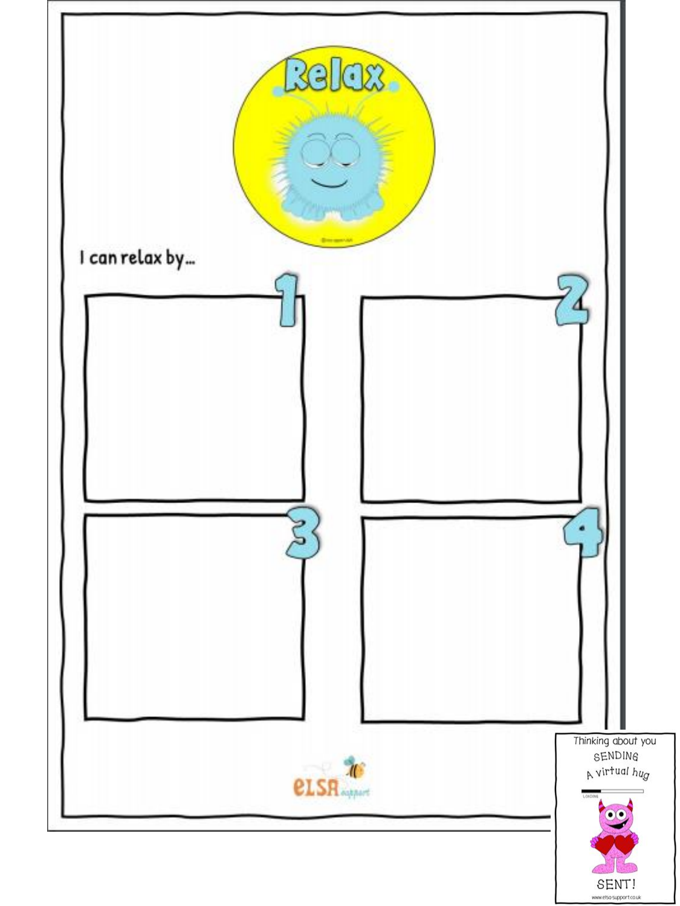# Relax

I can relax by...

1

2

3

4

Thinking about you

SENDING

A virtual hug

LOADING

SENT!

www.elsa-support.co.uk